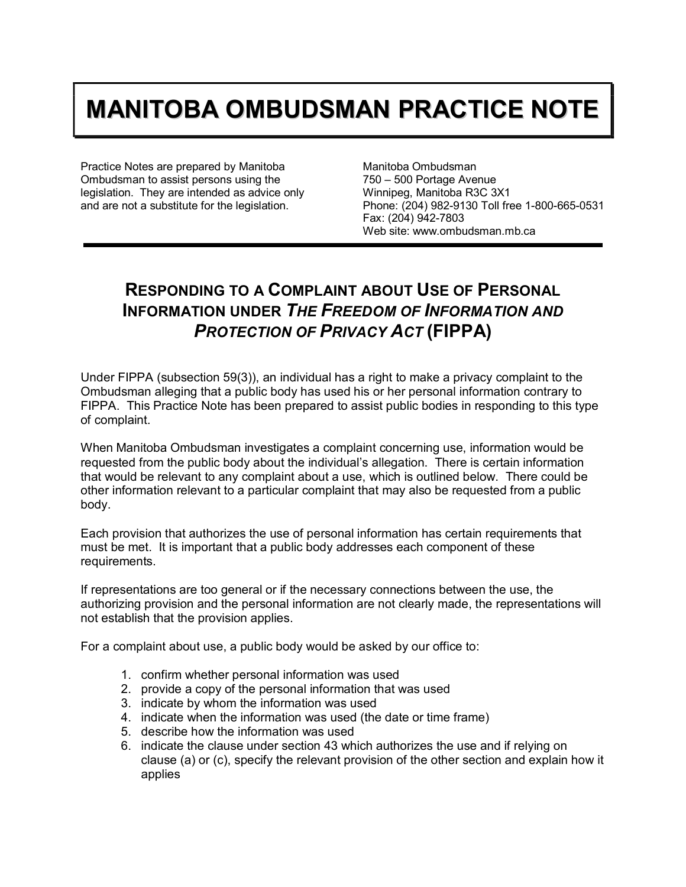# MANITOBA OMBUDSMAN PRACTICE NOTE

Practice Notes are prepared by Manitoba Ombudsman to assist persons using the legislation. They are intended as advice only and are not a substitute for the legislation.

Manitoba Ombudsman
750 – 500 Portage Avenue
Winnipeg, Manitoba R3C 3X1
Phone: (204) 982-9130 Toll free 1-800-665-0531
Fax: (204) 942-7803
Web site: www.ombudsman.mb.ca

## RESPONDING TO A COMPLAINT ABOUT USE OF PERSONAL INFORMATION UNDER *THE FREEDOM OF INFORMATION AND PROTECTION OF PRIVACY ACT* (FIPPA)

Under FIPPA (subsection 59(3)), an individual has a right to make a privacy complaint to the Ombudsman alleging that a public body has used his or her personal information contrary to FIPPA. This Practice Note has been prepared to assist public bodies in responding to this type of complaint.

When Manitoba Ombudsman investigates a complaint concerning use, information would be requested from the public body about the individual's allegation. There is certain information that would be relevant to any complaint about a use, which is outlined below. There could be other information relevant to a particular complaint that may also be requested from a public body.

Each provision that authorizes the use of personal information has certain requirements that must be met. It is important that a public body addresses each component of these requirements.

If representations are too general or if the necessary connections between the use, the authorizing provision and the personal information are not clearly made, the representations will not establish that the provision applies.

For a complaint about use, a public body would be asked by our office to:

1. confirm whether personal information was used
2. provide a copy of the personal information that was used
3. indicate by whom the information was used
4. indicate when the information was used (the date or time frame)
5. describe how the information was used
6. indicate the clause under section 43 which authorizes the use and if relying on clause (a) or (c), specify the relevant provision of the other section and explain how it applies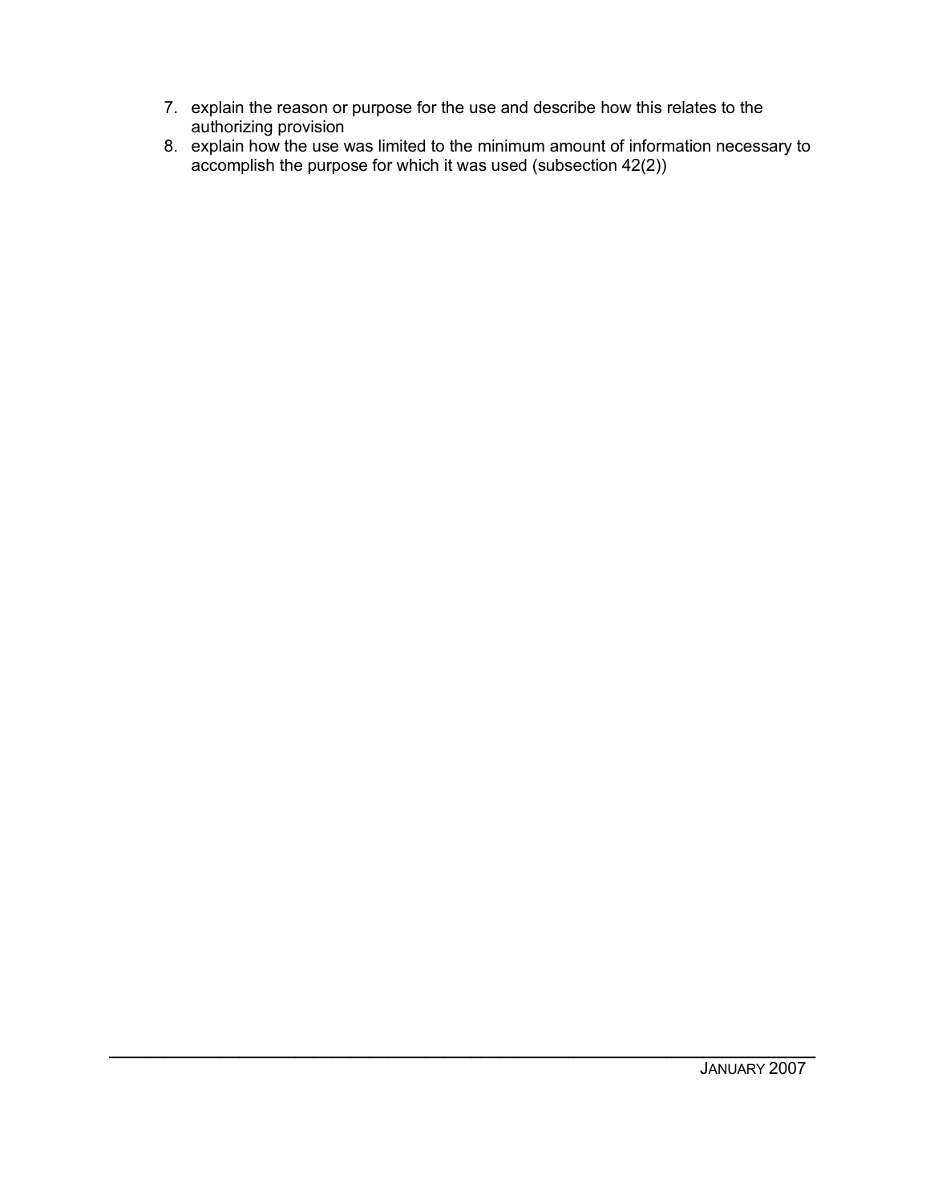7. explain the reason or purpose for the use and describe how this relates to the authorizing provision
8. explain how the use was limited to the minimum amount of information necessary to accomplish the purpose for which it was used (subsection 42(2))